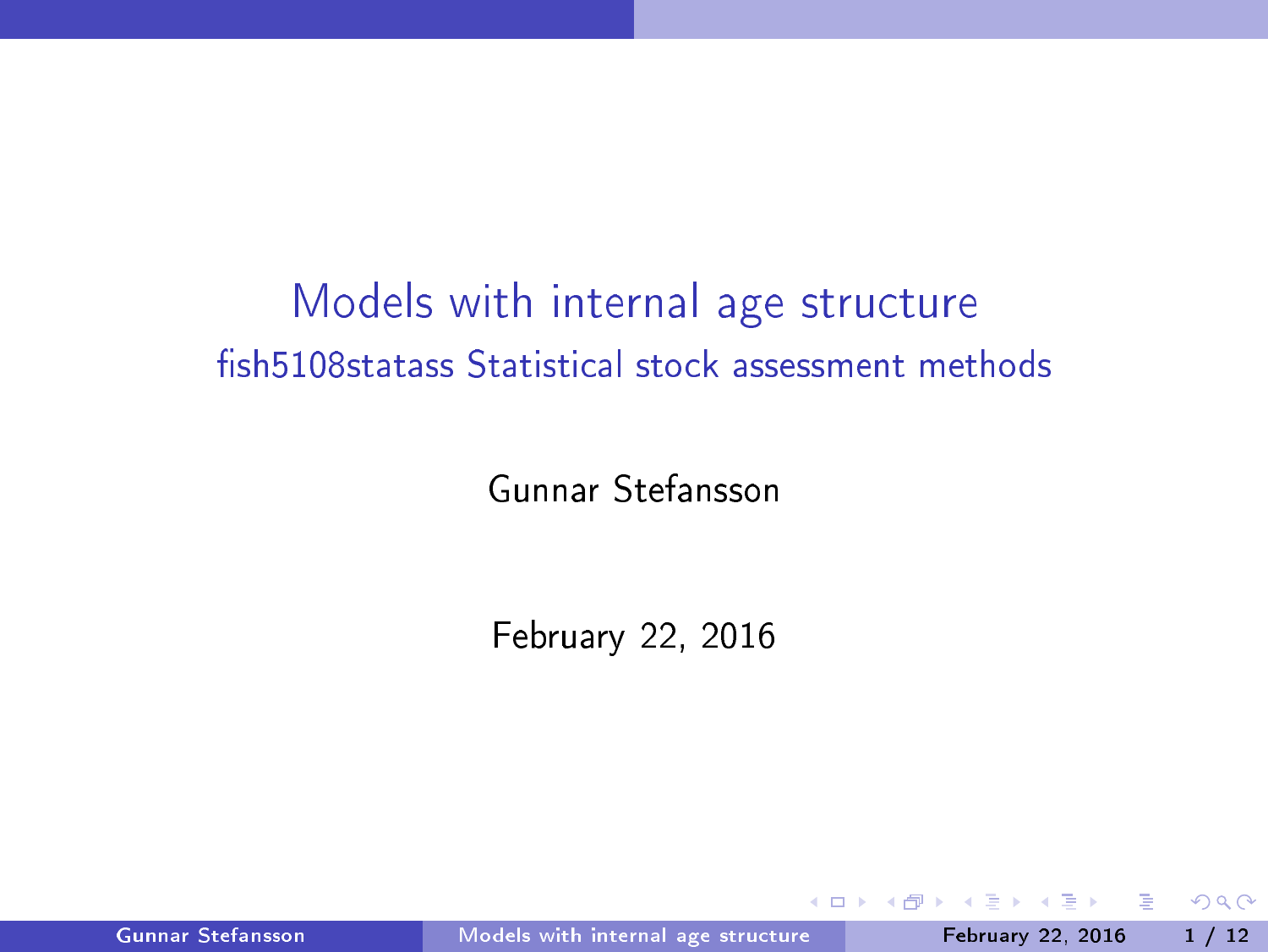# Models with internal age structure

## fish5108statass Statistical stock assessment methods

Gunnar Stefansson

February 22, 2016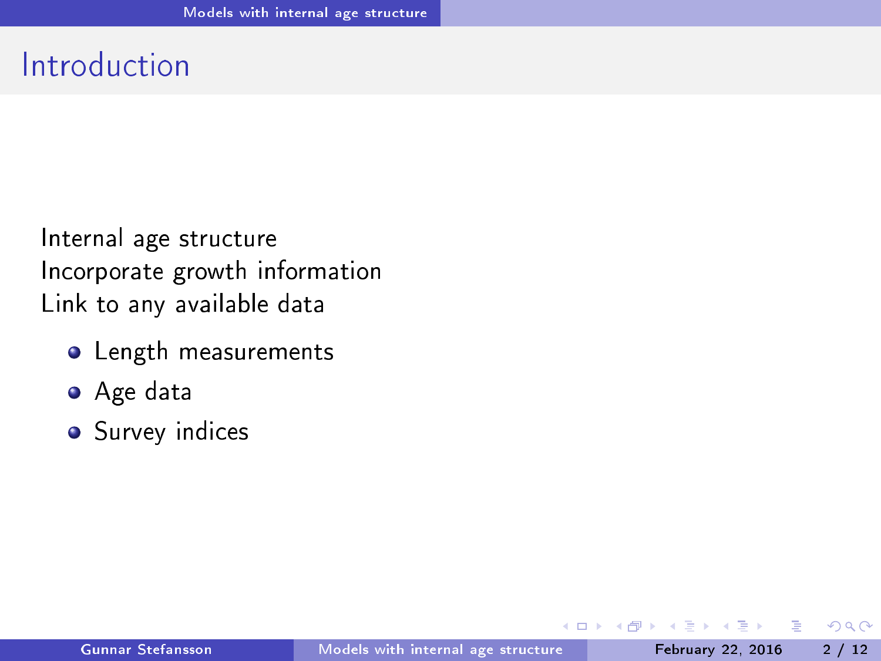# Introduction

Internal age structure
Incorporate growth information
Link to any available data

- Length measurements
- Age data
- Survey indices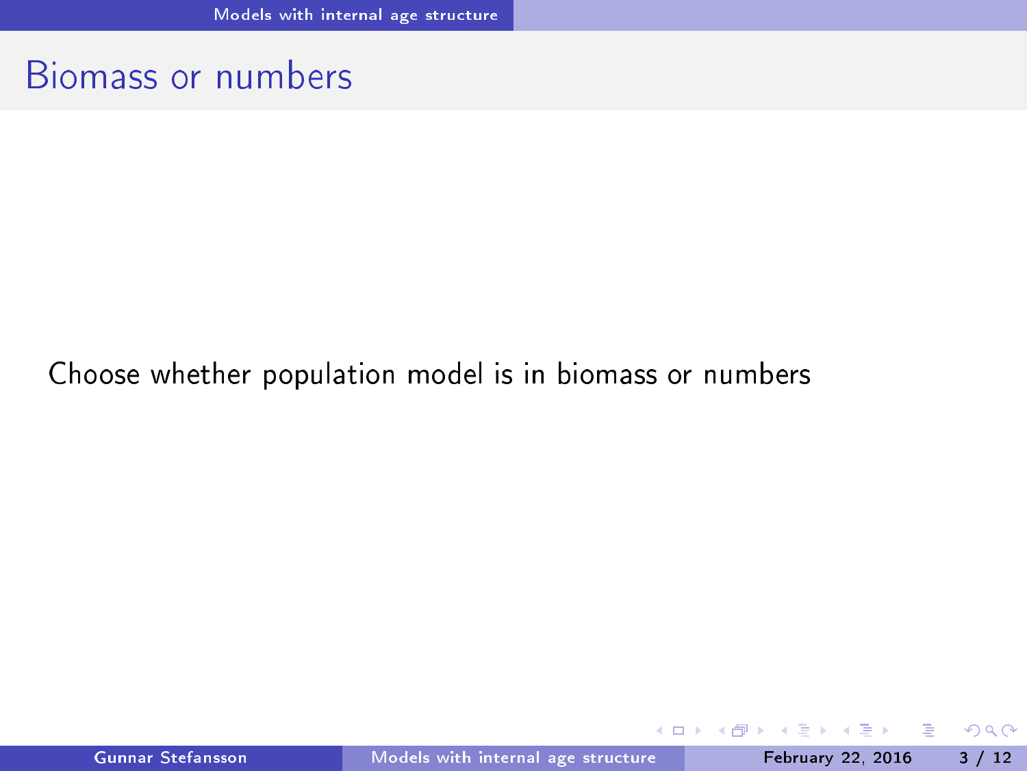# Biomass or numbers

Choose whether population model is in biomass or numbers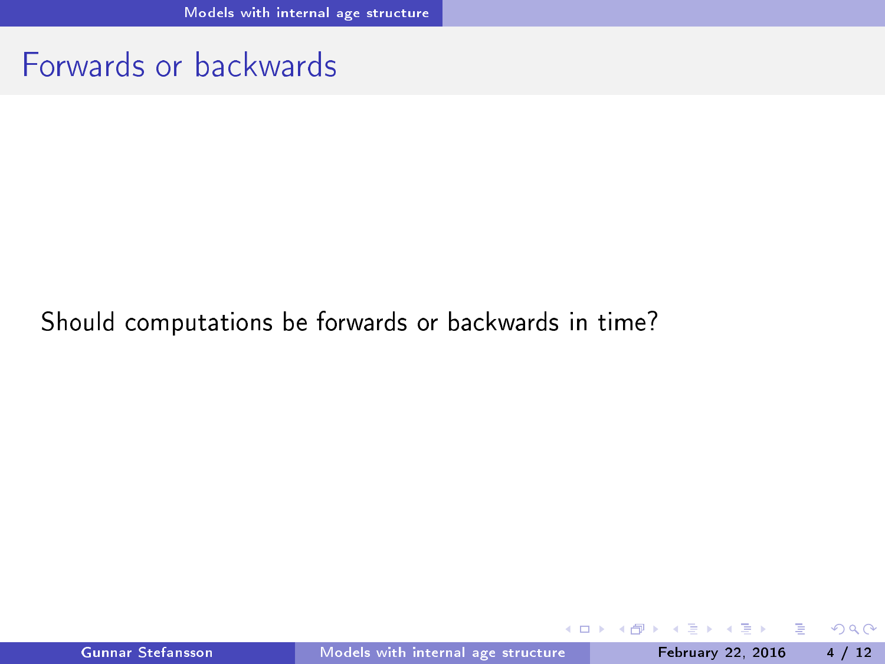# Forwards or backwards

Should computations be forwards or backwards in time?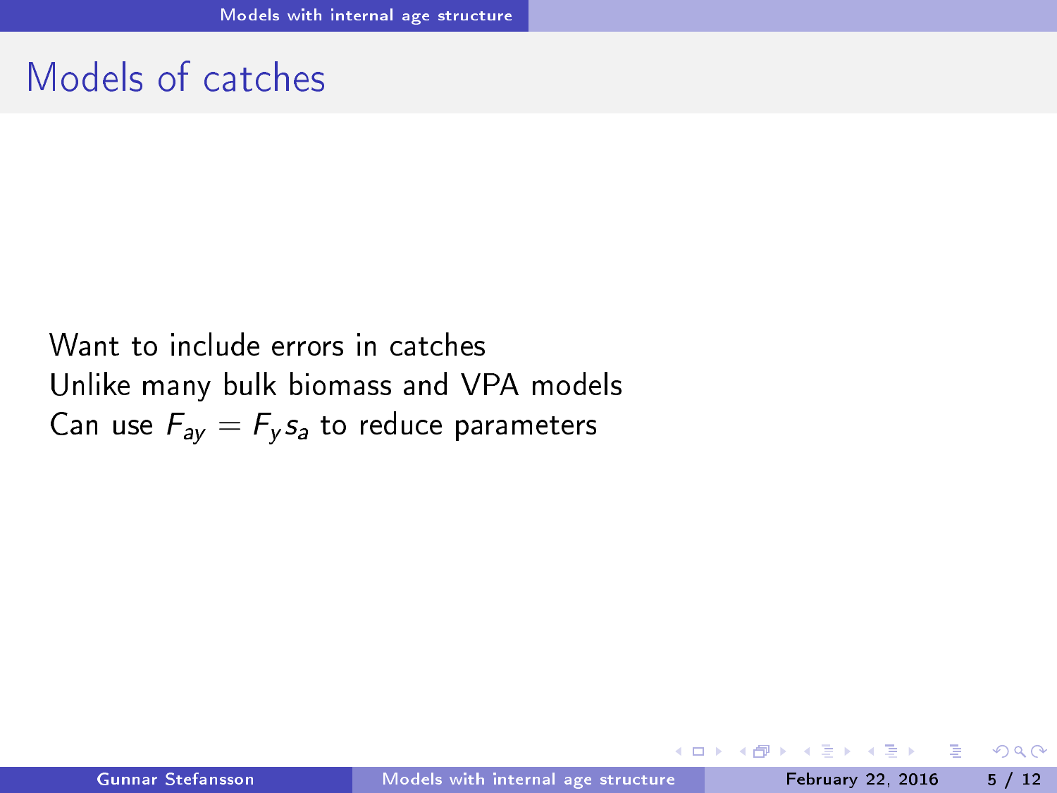# Models of catches

Want to include errors in catches
Unlike many bulk biomass and VPA models
Can use $F_{ay} = F_y s_a$ to reduce parameters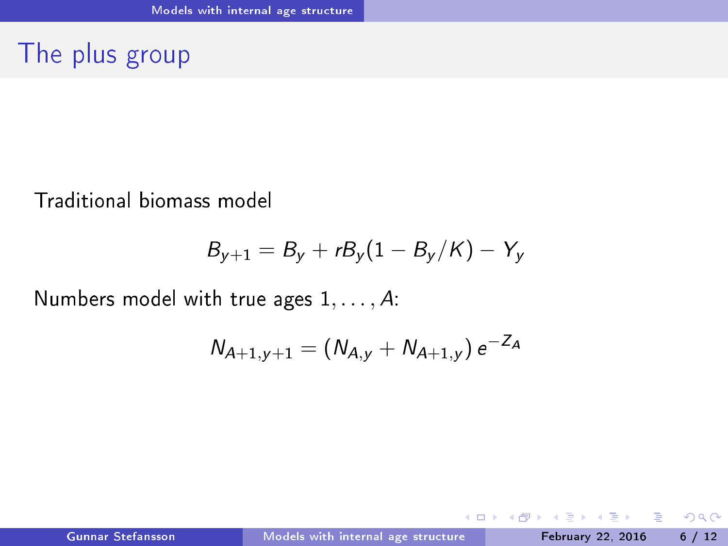# The plus group

Traditional biomass model

$$B_{y+1} = B_y + rB_y(1 - B_y/K) - Y_y$$

Numbers model with true ages $1, \ldots, A$:

$$N_{A+1,y+1} = \left(N_{A,y} + N_{A+1,y}\right) e^{-Z_A}$$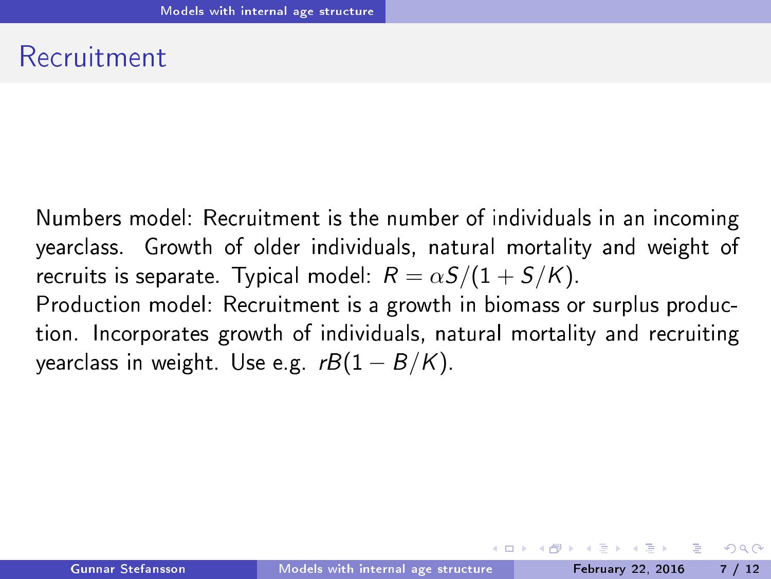# Recruitment

Numbers model: Recruitment is the number of individuals in an incoming yearclass. Growth of older individuals, natural mortality and weight of recruits is separate. Typical model: $R = \alpha S/(1 + S/K)$.

Production model: Recruitment is a growth in biomass or surplus production. Incorporates growth of individuals, natural mortality and recruiting yearclass in weight. Use e.g. $rB(1 - B/K)$.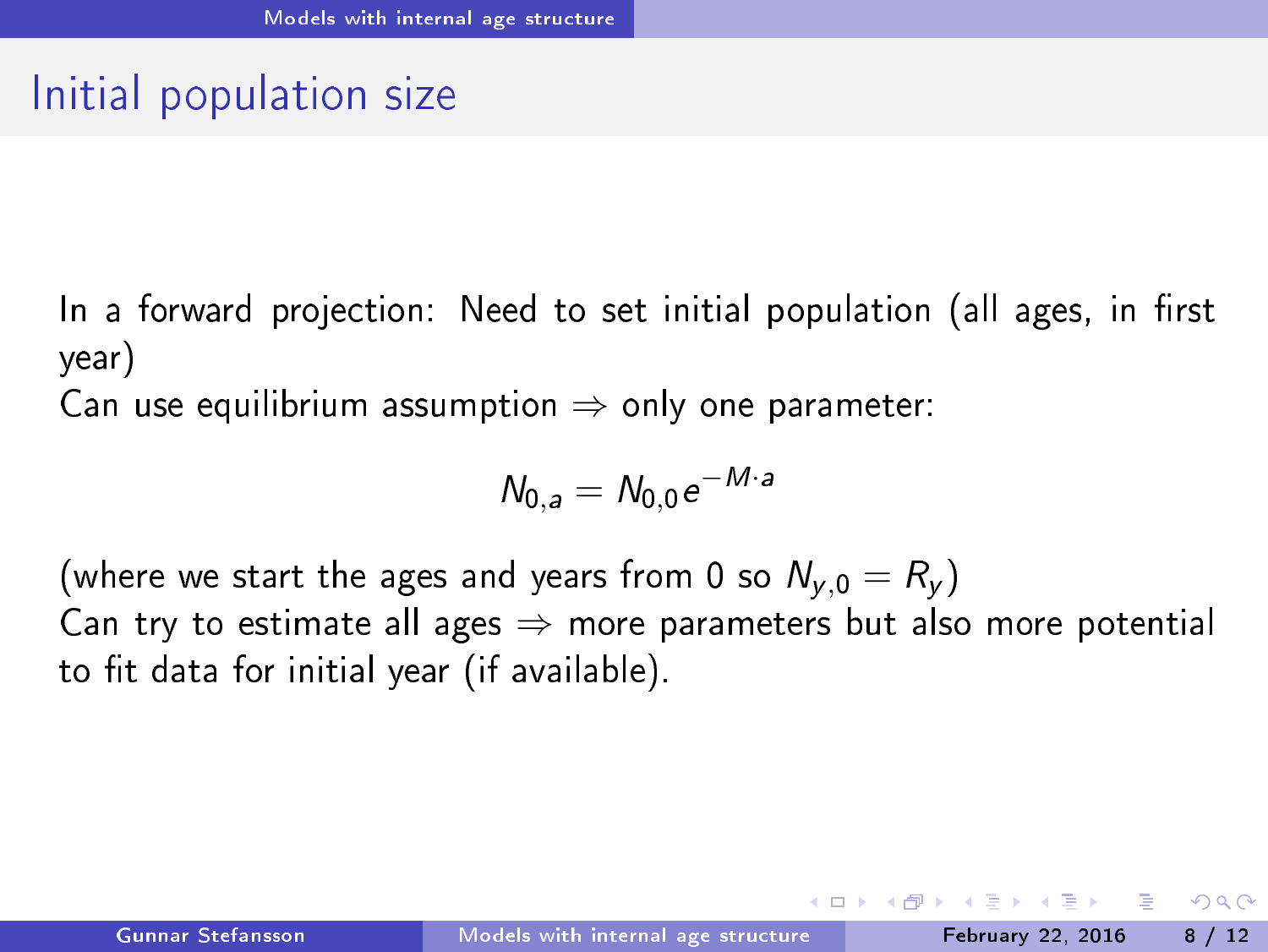# Initial population size

In a forward projection: Need to set initial population (all ages, in first year)

Can use equilibrium assumption ⇒ only one parameter:

$$N_{0,a} = N_{0,0}e^{-M \cdot a}$$

(where we start the ages and years from 0 so $N_{y,0} = R_y$)

Can try to estimate all ages ⇒ more parameters but also more potential to fit data for initial year (if available).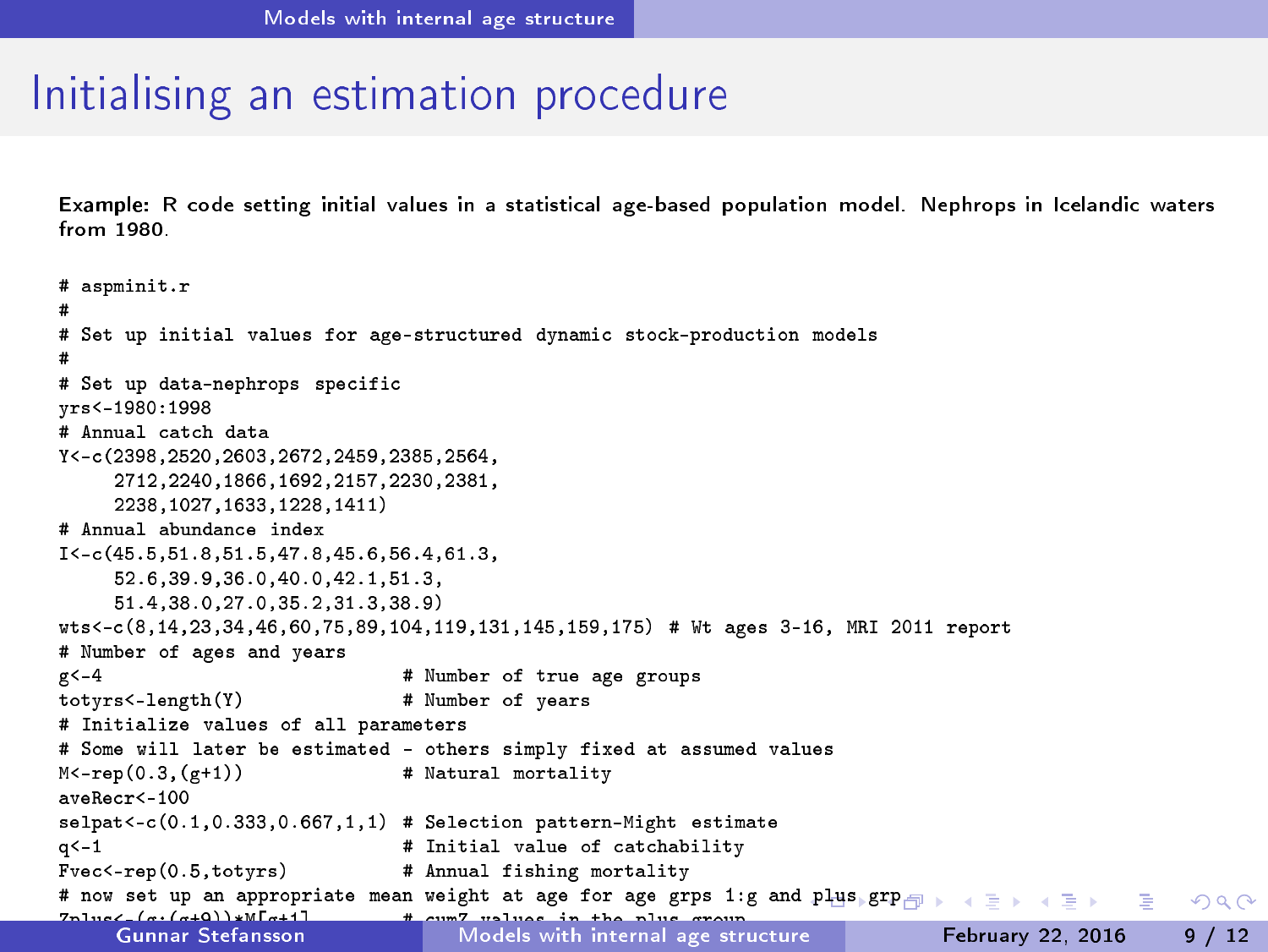# Initialising an estimation procedure

**Example:** R code setting initial values in a statistical age-based population model. Nephrops in Icelandic waters from 1980.

```
# aspminit.r
#
# Set up initial values for age-structured dynamic stock-production models
#
# Set up data-nephrops specific
yrs<-1980:1998
# Annual catch data
Y<-c(2398,2520,2603,2672,2459,2385,2564,
     2712,2240,1866,1692,2157,2230,2381,
     2238,1027,1633,1228,1411)
# Annual abundance index
I<-c(45.5,51.8,51.5,47.8,45.6,56.4,61.3,
     52.6,39.9,36.0,40.0,42.1,51.3,
     51.4,38.0,27.0,35.2,31.3,38.9)
wts<-c(8,14,23,34,46,60,75,89,104,119,131,145,159,175) # Wt ages 3-16, MRI 2011 report
# Number of ages and years
g<-4                          # Number of true age groups
totyrs<-length(Y)             # Number of years
# Initialize values of all parameters
# Some will later be estimated - others simply fixed at assumed values
M<-rep(0.3,(g+1))             # Natural mortality
aveRecr<-100
selpat<-c(0.1,0.333,0.667,1,1) # Selection pattern-Might estimate
q<-1                          # Initial value of catchability
Fvec<-rep(0.5,totyrs)         # Annual fishing mortality
# now set up an appropriate mean weight at age for age grps 1:g and plus grp
Zplus<-(g:(g+9))*M[g+1]       # cumZ values in the plus group
```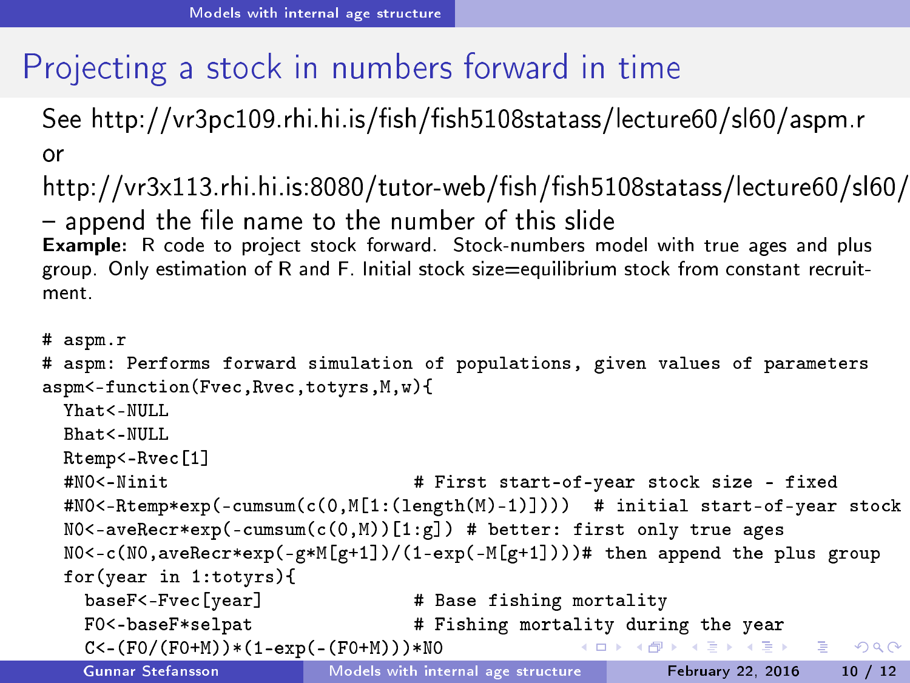# Projecting a stock in numbers forward in time

See http://vr3pc109.rhi.hi.is/fish/fish5108statass/lecture60/sl60/aspm.r

or

http://vr3x113.rhi.hi.is:8080/tutor-web/fish/fish5108statass/lecture60/sl60/

– append the file name to the number of this slide

**Example:** R code to project stock forward. Stock-numbers model with true ages and plus group. Only estimation of R and F. Initial stock size=equilibrium stock from constant recruitment.

```
# aspm.r
# aspm: Performs forward simulation of populations, given values of parameters
aspm<-function(Fvec,Rvec,totyrs,M,w){
  Yhat<-NULL
  Bhat<-NULL
  Rtemp<-Rvec[1]
  #N0<-Ninit                       # First start-of-year stock size - fixed
  #N0<-Rtemp*exp(-cumsum(c(0,M[1:(length(M)-1)])))  # initial start-of-year stock
  N0<-aveRecr*exp(-cumsum(c(0,M))[1:g]) # better: first only true ages
  N0<-c(N0,aveRecr*exp(-g*M[g+1])/(1-exp(-M[g+1])))# then append the plus group
  for(year in 1:totyrs){
    baseF<-Fvec[year]               # Base fishing mortality
    F0<-baseF*selpat                # Fishing mortality during the year
    C<-(F0/(F0+M))*(1-exp(-(F0+M)))*N0
```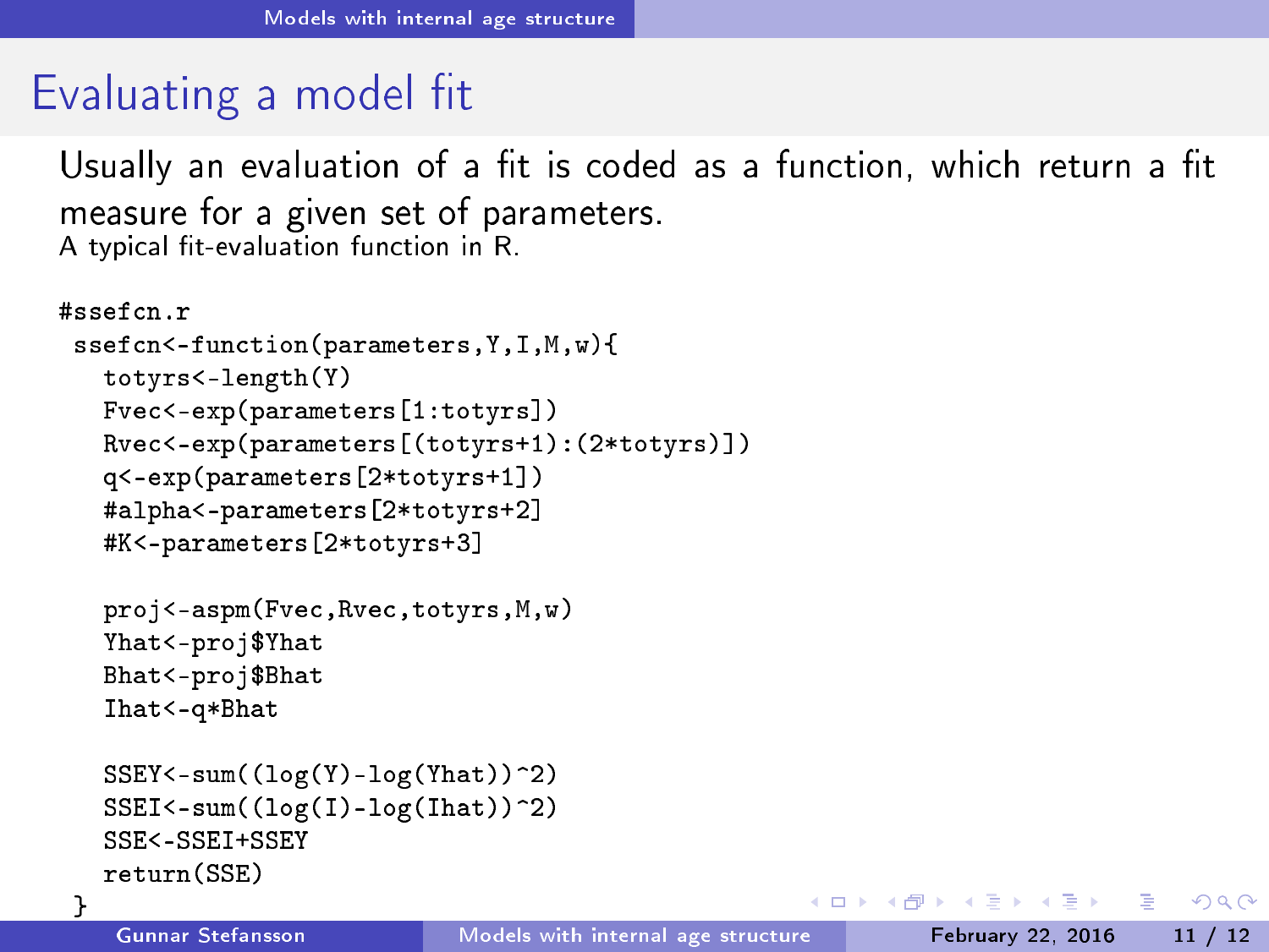## Evaluating a model fit

Usually an evaluation of a fit is coded as a function, which return a fit measure for a given set of parameters.
A typical fit-evaluation function in R.

```
#ssefcn.r
 ssefcn<-function(parameters,Y,I,M,w){
   totyrs<-length(Y)
   Fvec<-exp(parameters[1:totyrs])
   Rvec<-exp(parameters[(totyrs+1):(2*totyrs)])
   q<-exp(parameters[2*totyrs+1])
   #alpha<-parameters[2*totyrs+2]
   #K<-parameters[2*totyrs+3]

   proj<-aspm(Fvec,Rvec,totyrs,M,w)
   Yhat<-proj$Yhat
   Bhat<-proj$Bhat
   Ihat<-q*Bhat

   SSEY<-sum((log(Y)-log(Yhat))^2)
   SSEI<-sum((log(I)-log(Ihat))^2)
   SSE<-SSEI+SSEY
   return(SSE)
 }
```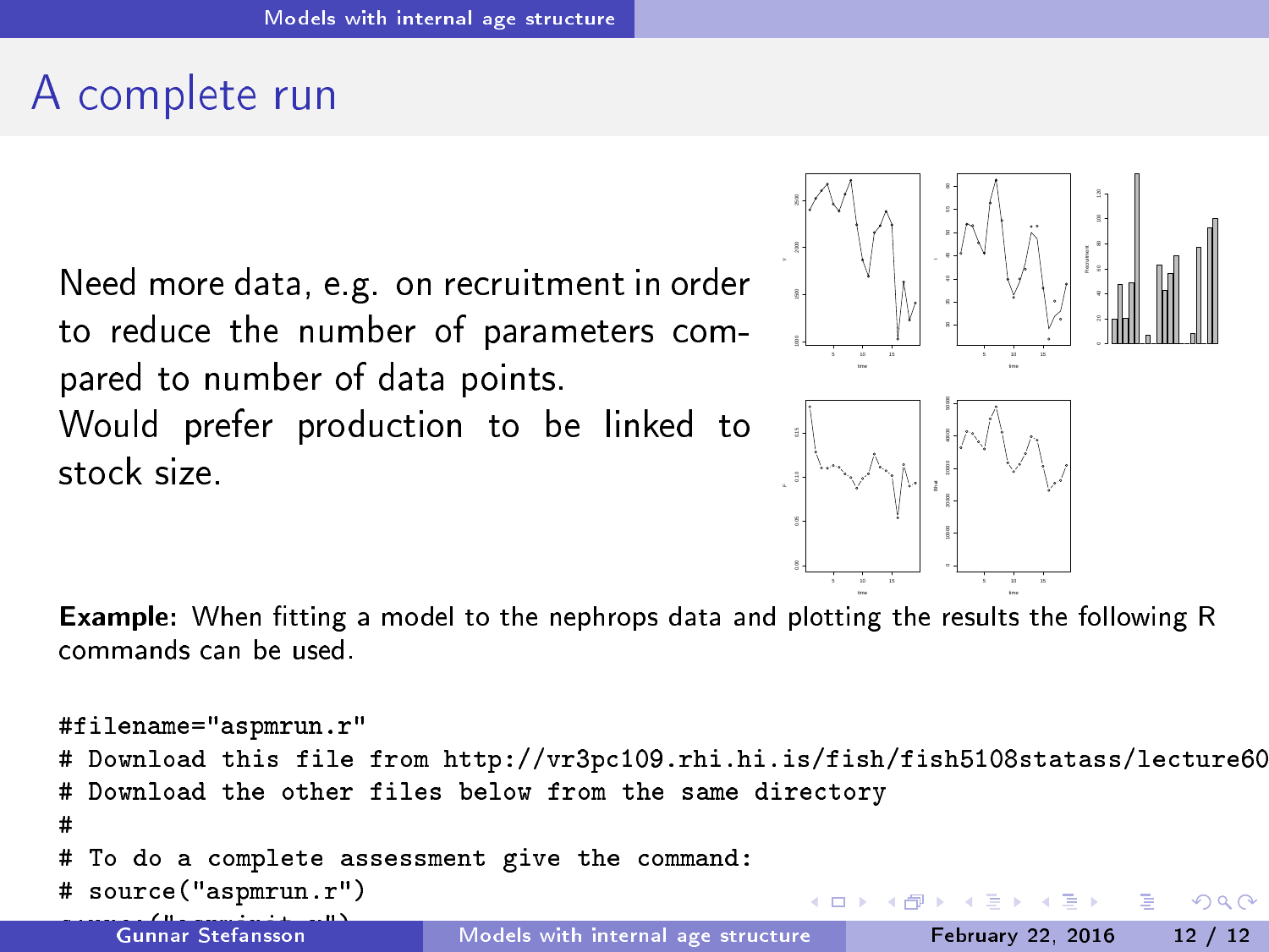## A complete run

Need more data, e.g. on recruitment in order to reduce the number of parameters compared to number of data points.
Would prefer production to be linked to stock size.

**Example:** When fitting a model to the nephrops data and plotting the results the following R commands can be used.

```
#filename="aspmrun.r"
# Download this file from http://vr3pc109.rhi.hi.is/fish/fish5108statass/lecture60
# Download the other files below from the same directory
#
# To do a complete assessment give the command:
# source("aspmrun.r")
```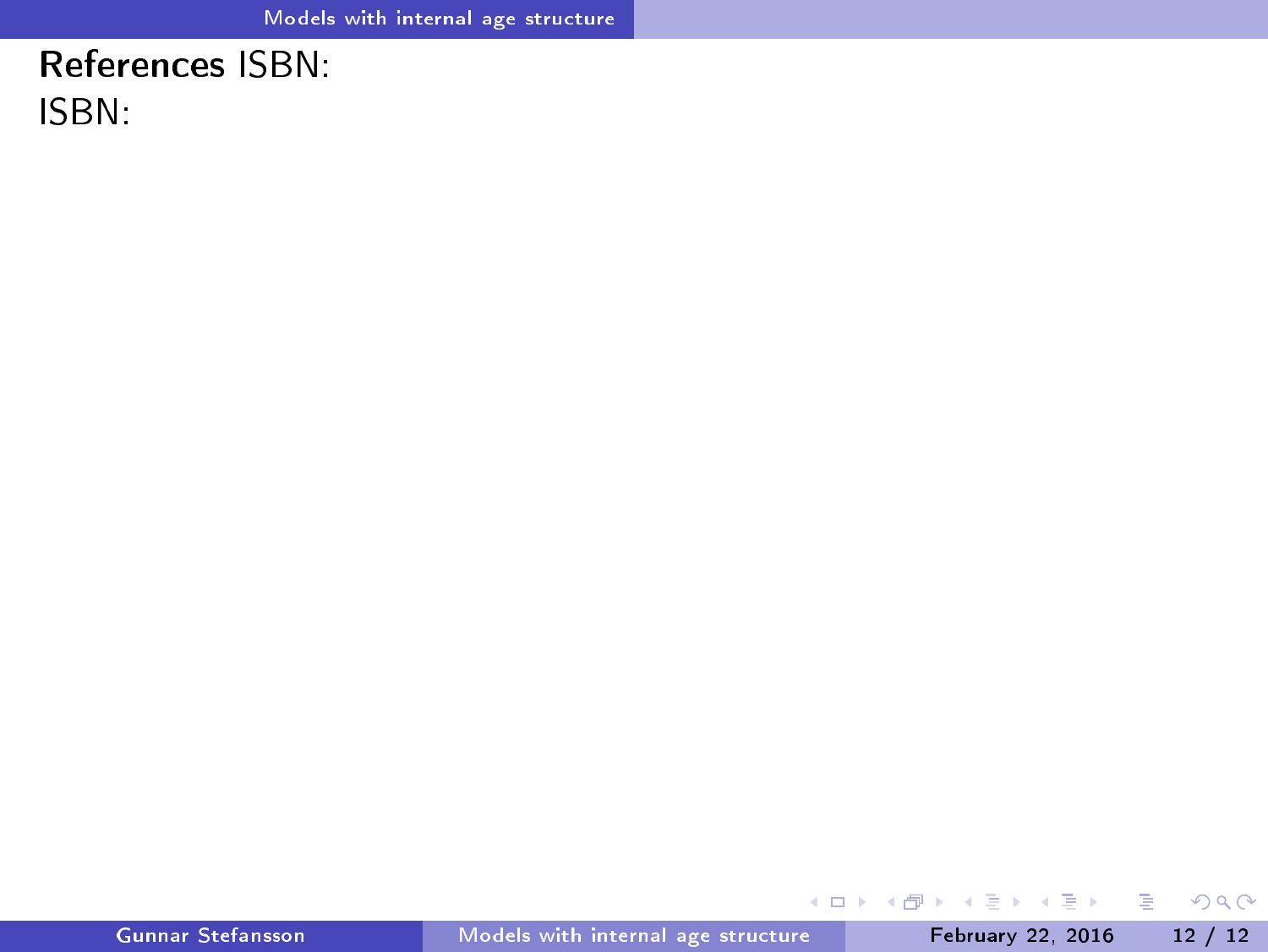**References** ISBN:

ISBN: